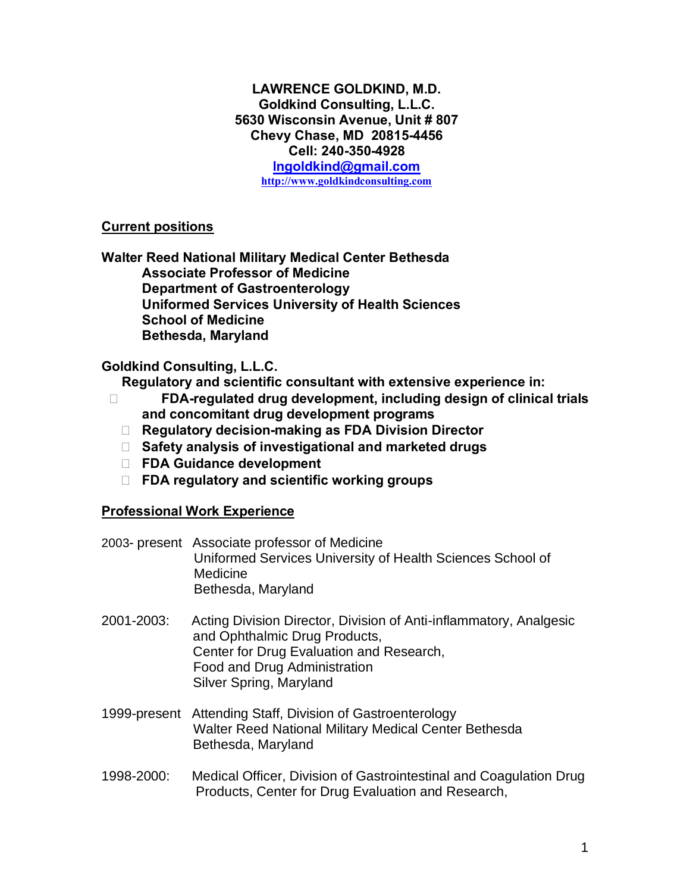**LAWRENCE GOLDKIND, M.D.**
**Goldkind Consulting, L.L.C.**
**5630 Wisconsin Avenue, Unit # 807**
**Chevy Chase, MD 20815-4456**
**Cell: 240-350-4928**
**lngoldkind@gmail.com**
**http://www.goldkindconsulting.com**

## Current positions

**Walter Reed National Military Medical Center Bethesda**
**Associate Professor of Medicine**
**Department of Gastroenterology**
**Uniformed Services University of Health Sciences**
**School of Medicine**
**Bethesda, Maryland**

**Goldkind Consulting, L.L.C.**
**Regulatory and scientific consultant with extensive experience in:**

- **FDA-regulated drug development, including design of clinical trials and concomitant drug development programs**
- **Regulatory decision-making as FDA Division Director**
- **Safety analysis of investigational and marketed drugs**
- **FDA Guidance development**
- **FDA regulatory and scientific working groups**

## Professional Work Experience

2003- present Associate professor of Medicine
Uniformed Services University of Health Sciences School of Medicine
Bethesda, Maryland

2001-2003: Acting Division Director, Division of Anti-inflammatory, Analgesic and Ophthalmic Drug Products,
Center for Drug Evaluation and Research,
Food and Drug Administration
Silver Spring, Maryland

1999-present Attending Staff, Division of Gastroenterology
Walter Reed National Military Medical Center Bethesda
Bethesda, Maryland

1998-2000: Medical Officer, Division of Gastrointestinal and Coagulation Drug Products, Center for Drug Evaluation and Research,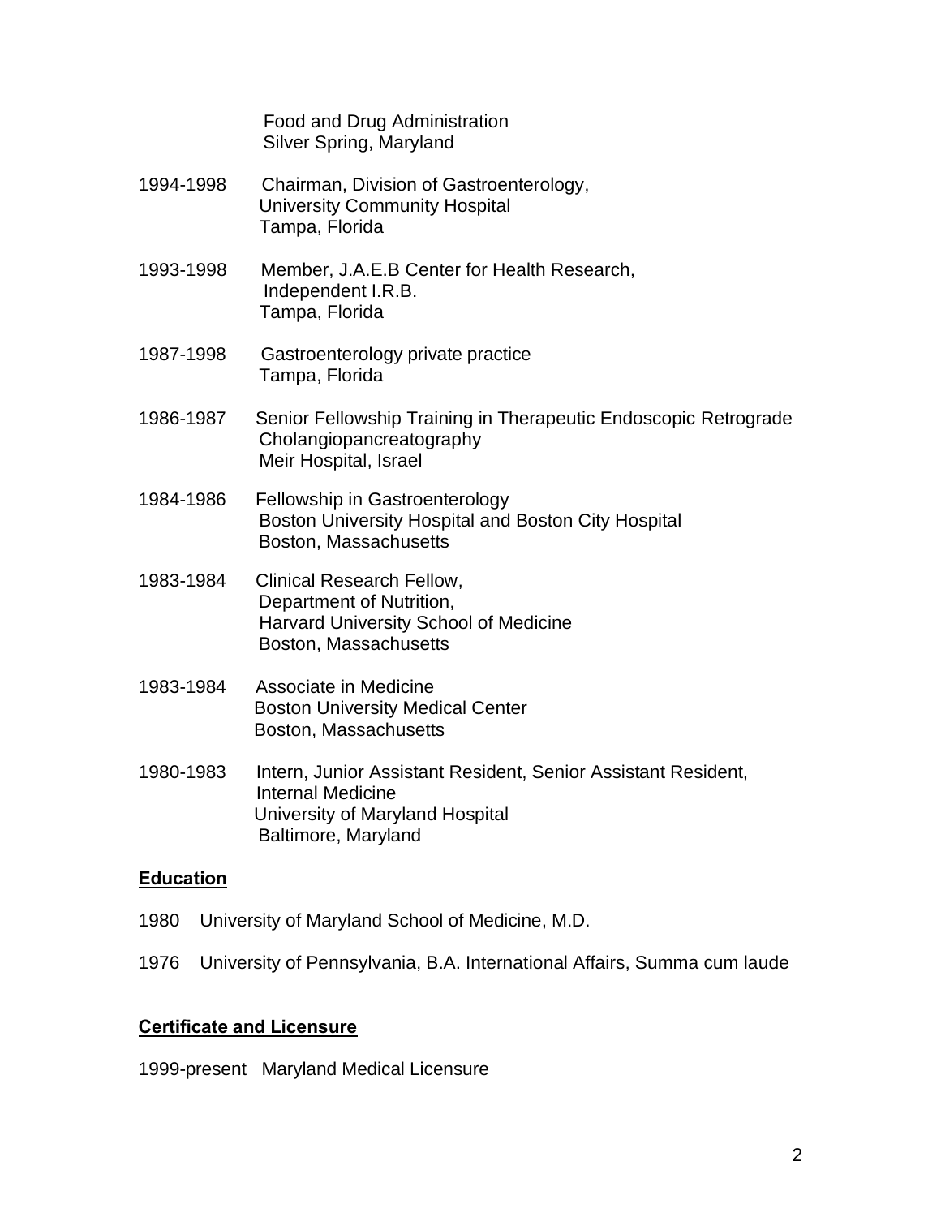Food and Drug Administration
Silver Spring, Maryland

1994-1998 Chairman, Division of Gastroenterology,
University Community Hospital
Tampa, Florida

1993-1998 Member, J.A.E.B Center for Health Research,
Independent I.R.B.
Tampa, Florida

1987-1998 Gastroenterology private practice
Tampa, Florida

1986-1987 Senior Fellowship Training in Therapeutic Endoscopic Retrograde Cholangiopancreatography
Meir Hospital, Israel

1984-1986 Fellowship in Gastroenterology
Boston University Hospital and Boston City Hospital
Boston, Massachusetts

1983-1984 Clinical Research Fellow,
Department of Nutrition,
Harvard University School of Medicine
Boston, Massachusetts

1983-1984 Associate in Medicine
Boston University Medical Center
Boston, Massachusetts

1980-1983 Intern, Junior Assistant Resident, Senior Assistant Resident,
Internal Medicine
University of Maryland Hospital
Baltimore, Maryland

## Education

1980 University of Maryland School of Medicine, M.D.

1976 University of Pennsylvania, B.A. International Affairs, Summa cum laude

## Certificate and Licensure

1999-present Maryland Medical Licensure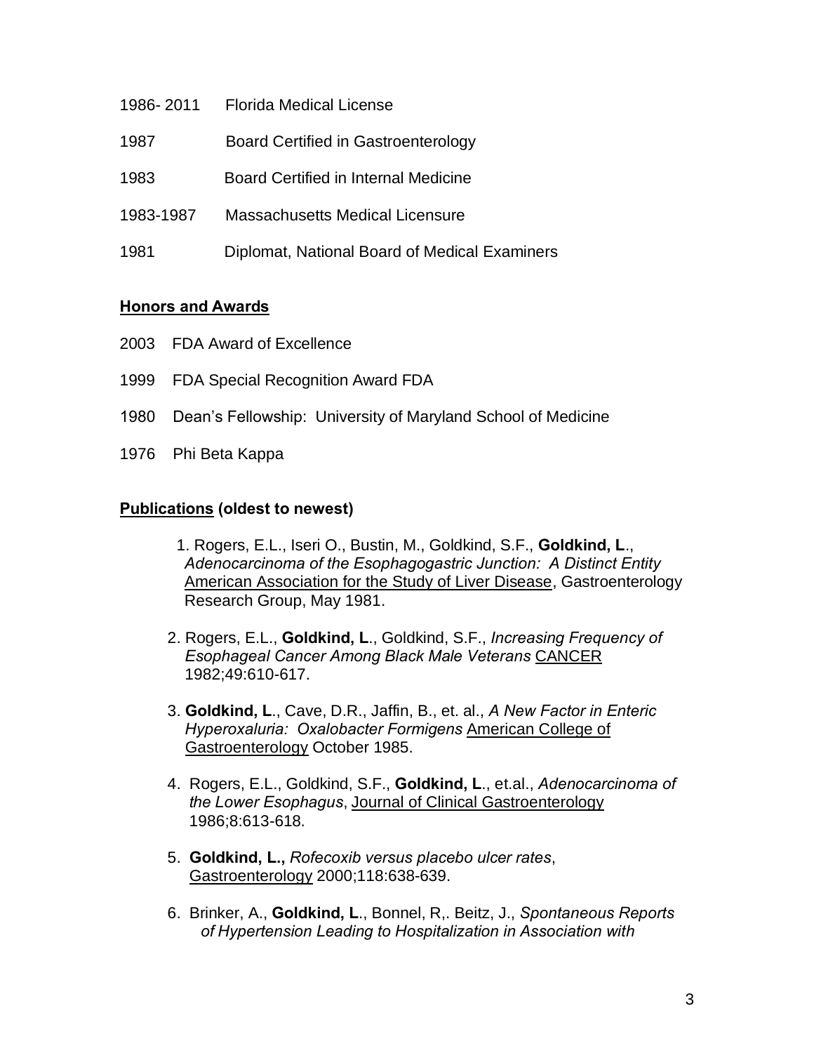1986- 2011 Florida Medical License

1987 Board Certified in Gastroenterology

1983 Board Certified in Internal Medicine

1983-1987 Massachusetts Medical Licensure

1981 Diplomat, National Board of Medical Examiners

**Honors and Awards**

2003 FDA Award of Excellence

1999 FDA Special Recognition Award FDA

1980 Dean's Fellowship: University of Maryland School of Medicine

1976 Phi Beta Kappa

**Publications (oldest to newest)**

1. Rogers, E.L., Iseri O., Bustin, M., Goldkind, S.F., **Goldkind, L**., *Adenocarcinoma of the Esophagogastric Junction: A Distinct Entity* American Association for the Study of Liver Disease, Gastroenterology Research Group, May 1981.

2. Rogers, E.L., **Goldkind, L**., Goldkind, S.F., *Increasing Frequency of Esophageal Cancer Among Black Male Veterans* CANCER 1982;49:610-617.

3. **Goldkind, L**., Cave, D.R., Jaffin, B., et. al., *A New Factor in Enteric Hyperoxaluria: Oxalobacter Formigens* American College of Gastroenterology October 1985.

4. Rogers, E.L., Goldkind, S.F., **Goldkind, L**., et.al., *Adenocarcinoma of the Lower Esophagus*, Journal of Clinical Gastroenterology 1986;8:613-618.

5. **Goldkind, L.,** *Rofecoxib versus placebo ulcer rates*, Gastroenterology 2000;118:638-639.

6. Brinker, A., **Goldkind, L**., Bonnel, R,. Beitz, J., *Spontaneous Reports of Hypertension Leading to Hospitalization in Association with*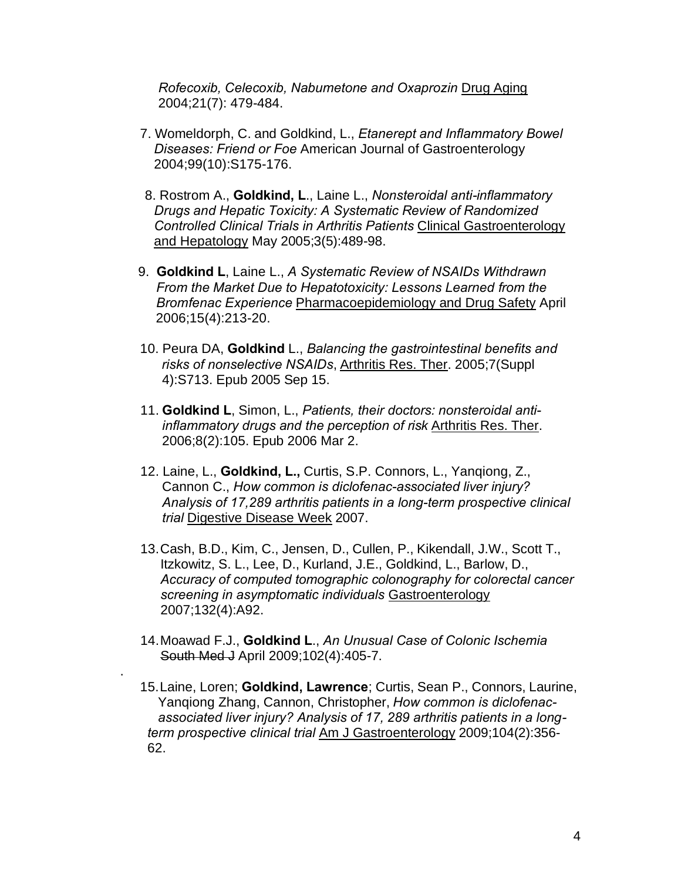*Rofecoxib, Celecoxib, Nabumetone and Oxaprozin* Drug Aging 2004;21(7): 479-484.

7. Womeldorph, C. and Goldkind, L., *Etanerept and Inflammatory Bowel Diseases: Friend or Foe* American Journal of Gastroenterology 2004;99(10):S175-176.

8. Rostrom A., **Goldkind, L**., Laine L., *Nonsteroidal anti-inflammatory Drugs and Hepatic Toxicity: A Systematic Review of Randomized Controlled Clinical Trials in Arthritis Patients* Clinical Gastroenterology and Hepatology May 2005;3(5):489-98.

9. **Goldkind L**, Laine L., *A Systematic Review of NSAIDs Withdrawn From the Market Due to Hepatotoxicity: Lessons Learned from the Bromfenac Experience* Pharmacoepidemiology and Drug Safety April 2006;15(4):213-20.

10. Peura DA, **Goldkind** L., *Balancing the gastrointestinal benefits and risks of nonselective NSAIDs*, Arthritis Res. Ther. 2005;7(Suppl 4):S713. Epub 2005 Sep 15.

11. **Goldkind L**, Simon, L., *Patients, their doctors: nonsteroidal anti-inflammatory drugs and the perception of risk* Arthritis Res. Ther. 2006;8(2):105. Epub 2006 Mar 2.

12. Laine, L., **Goldkind, L.,** Curtis, S.P. Connors, L., Yanqiong, Z., Cannon C., *How common is diclofenac-associated liver injury? Analysis of 17,289 arthritis patients in a long-term prospective clinical trial* Digestive Disease Week 2007.

13. Cash, B.D., Kim, C., Jensen, D., Cullen, P., Kikendall, J.W., Scott T., Itzkowitz, S. L., Lee, D., Kurland, J.E., Goldkind, L., Barlow, D., *Accuracy of computed tomographic colonography for colorectal cancer screening in asymptomatic individuals* Gastroenterology 2007;132(4):A92.

14. Moawad F.J., **Goldkind L**., *An Unusual Case of Colonic Ischemia* ~~South Med J~~ April 2009;102(4):405-7.

15. Laine, Loren; **Goldkind, Lawrence**; Curtis, Sean P., Connors, Laurine, Yanqiong Zhang, Cannon, Christopher, *How common is diclofenac-associated liver injury? Analysis of 17, 289 arthritis patients in a long-term prospective clinical trial* Am J Gastroenterology 2009;104(2):356-62.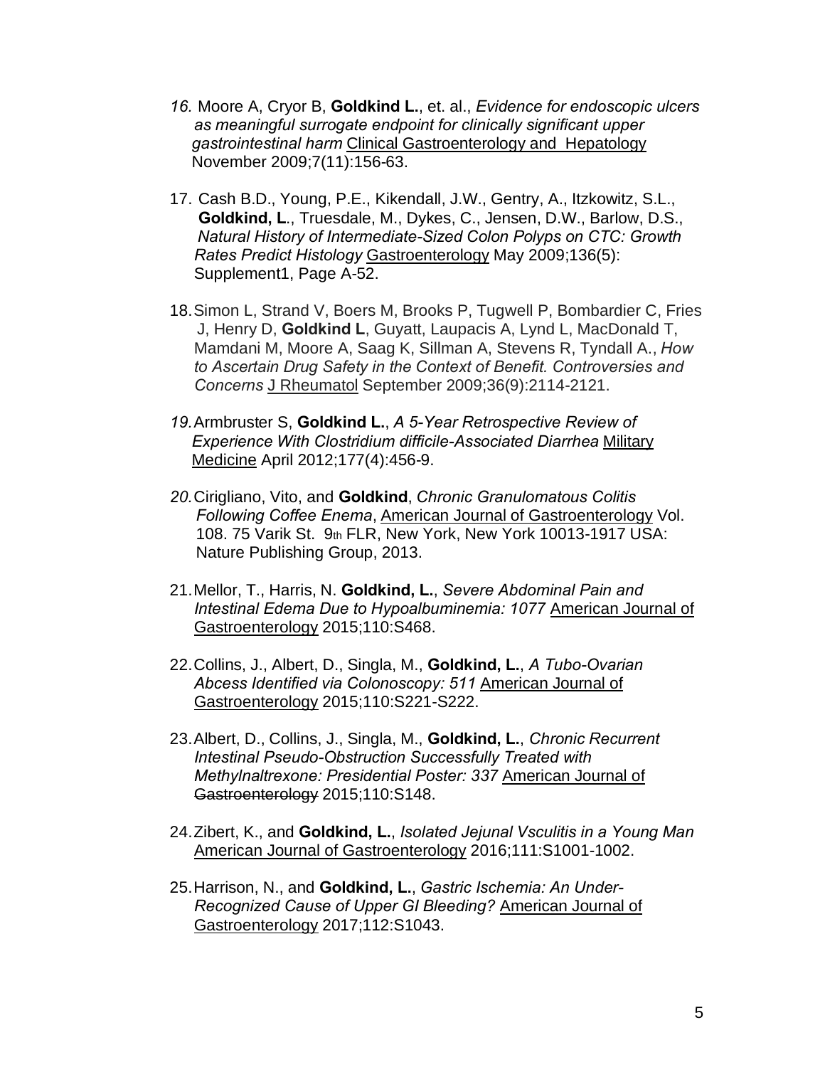16. Moore A, Cryor B, **Goldkind L.**, et. al., *Evidence for endoscopic ulcers as meaningful surrogate endpoint for clinically significant upper gastrointestinal harm* Clinical Gastroenterology and Hepatology November 2009;7(11):156-63.

17. Cash B.D., Young, P.E., Kikendall, J.W., Gentry, A., Itzkowitz, S.L., **Goldkind, L.**, Truesdale, M., Dykes, C., Jensen, D.W., Barlow, D.S., *Natural History of Intermediate-Sized Colon Polyps on CTC: Growth Rates Predict Histology* Gastroenterology May 2009;136(5): Supplement1, Page A-52.

18. Simon L, Strand V, Boers M, Brooks P, Tugwell P, Bombardier C, Fries J, Henry D, **Goldkind L**, Guyatt, Laupacis A, Lynd L, MacDonald T, Mamdani M, Moore A, Saag K, Sillman A, Stevens R, Tyndall A., *How to Ascertain Drug Safety in the Context of Benefit. Controversies and Concerns* J Rheumatol September 2009;36(9):2114-2121.

19. Armbruster S, **Goldkind L.**, *A 5-Year Retrospective Review of Experience With Clostridium difficile-Associated Diarrhea* Military Medicine April 2012;177(4):456-9.

20. Cirigliano, Vito, and **Goldkind**, *Chronic Granulomatous Colitis Following Coffee Enema*, American Journal of Gastroenterology Vol. 108. 75 Varik St. 9th FLR, New York, New York 10013-1917 USA: Nature Publishing Group, 2013.

21. Mellor, T., Harris, N. **Goldkind, L.**, *Severe Abdominal Pain and Intestinal Edema Due to Hypoalbuminemia: 1077* American Journal of Gastroenterology 2015;110:S468.

22. Collins, J., Albert, D., Singla, M., **Goldkind, L.**, *A Tubo-Ovarian Abcess Identified via Colonoscopy: 511* American Journal of Gastroenterology 2015;110:S221-S222.

23. Albert, D., Collins, J., Singla, M., **Goldkind, L.**, *Chronic Recurrent Intestinal Pseudo-Obstruction Successfully Treated with Methylnaltrexone: Presidential Poster: 337* American Journal of Gastroenterology 2015;110:S148.

24. Zibert, K., and **Goldkind, L.**, *Isolated Jejunal Vsculitis in a Young Man* American Journal of Gastroenterology 2016;111:S1001-1002.

25. Harrison, N., and **Goldkind, L.**, *Gastric Ischemia: An Under-Recognized Cause of Upper GI Bleeding?* American Journal of Gastroenterology 2017;112:S1043.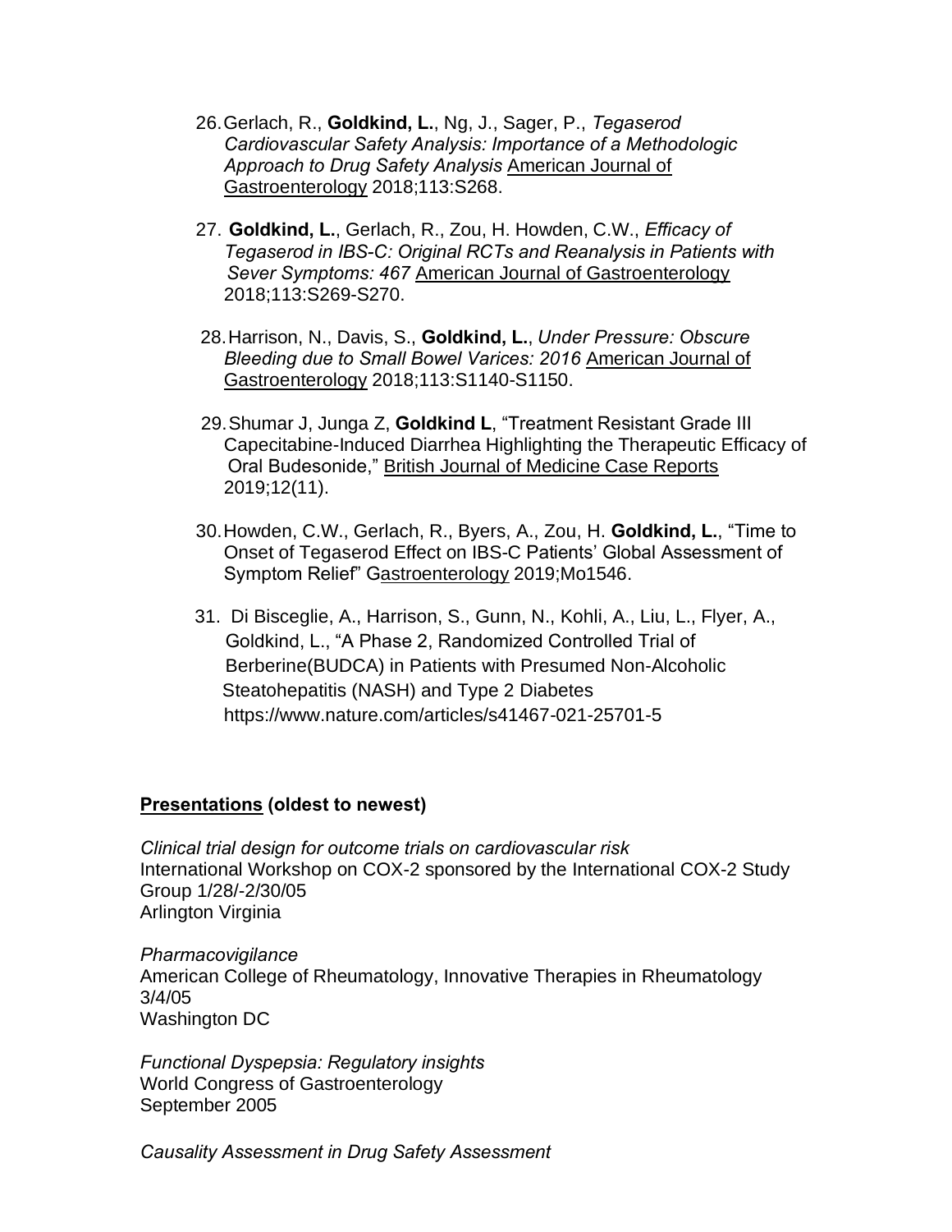26. Gerlach, R., **Goldkind, L.**, Ng, J., Sager, P., *Tegaserod Cardiovascular Safety Analysis: Importance of a Methodologic Approach to Drug Safety Analysis* American Journal of Gastroenterology 2018;113:S268.

27. **Goldkind, L.**, Gerlach, R., Zou, H. Howden, C.W., *Efficacy of Tegaserod in IBS-C: Original RCTs and Reanalysis in Patients with Sever Symptoms: 467* American Journal of Gastroenterology 2018;113:S269-S270.

28. Harrison, N., Davis, S., **Goldkind, L.**, *Under Pressure: Obscure Bleeding due to Small Bowel Varices: 2016* American Journal of Gastroenterology 2018;113:S1140-S1150.

29. Shumar J, Junga Z, **Goldkind L**, "Treatment Resistant Grade III Capecitabine-Induced Diarrhea Highlighting the Therapeutic Efficacy of Oral Budesonide," British Journal of Medicine Case Reports 2019;12(11).

30. Howden, C.W., Gerlach, R., Byers, A., Zou, H. **Goldkind, L.**, "Time to Onset of Tegaserod Effect on IBS-C Patients' Global Assessment of Symptom Relief" Gastroenterology 2019;Mo1546.

31. Di Bisceglie, A., Harrison, S., Gunn, N., Kohli, A., Liu, L., Flyer, A., Goldkind, L., "A Phase 2, Randomized Controlled Trial of Berberine(BUDCA) in Patients with Presumed Non-Alcoholic Steatohepatitis (NASH) and Type 2 Diabetes https://www.nature.com/articles/s41467-021-25701-5

**Presentations (oldest to newest)**

*Clinical trial design for outcome trials on cardiovascular risk*
International Workshop on COX-2 sponsored by the International COX-2 Study Group 1/28/-2/30/05
Arlington Virginia

*Pharmacovigilance*
American College of Rheumatology, Innovative Therapies in Rheumatology 3/4/05
Washington DC

*Functional Dyspepsia: Regulatory insights*
World Congress of Gastroenterology
September 2005

*Causality Assessment in Drug Safety Assessment*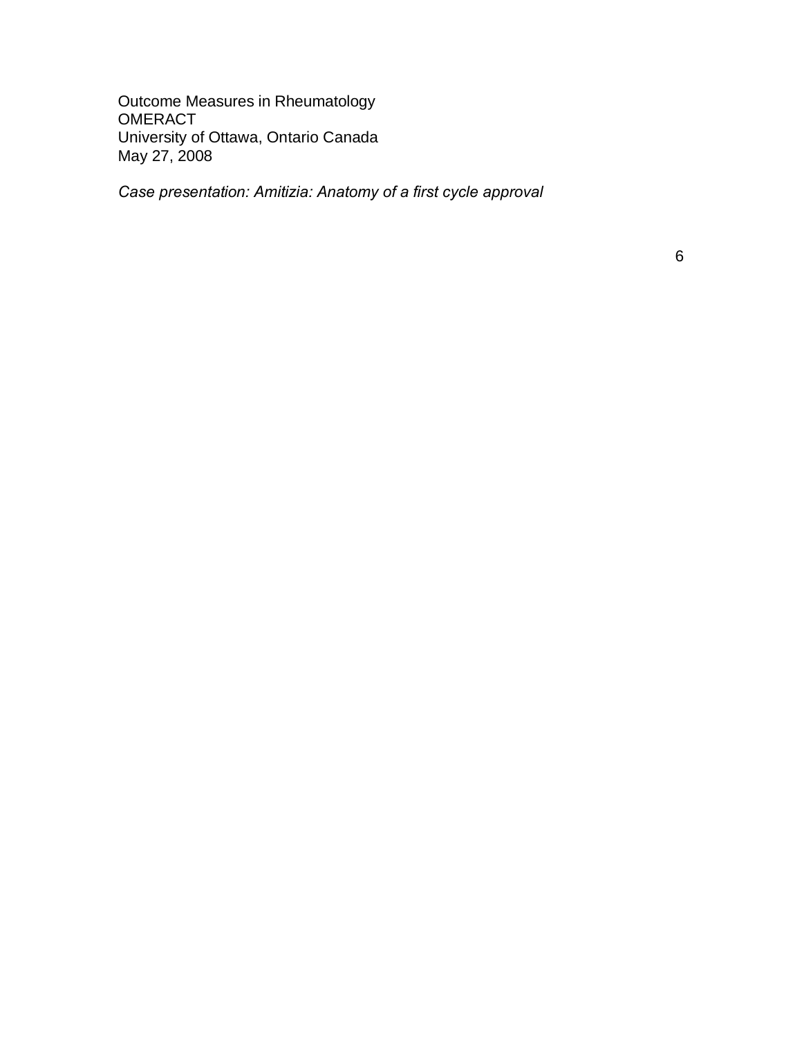Outcome Measures in Rheumatology
OMERACT
University of Ottawa, Ontario Canada
May 27, 2008

*Case presentation: Amitizia: Anatomy of a first cycle approval*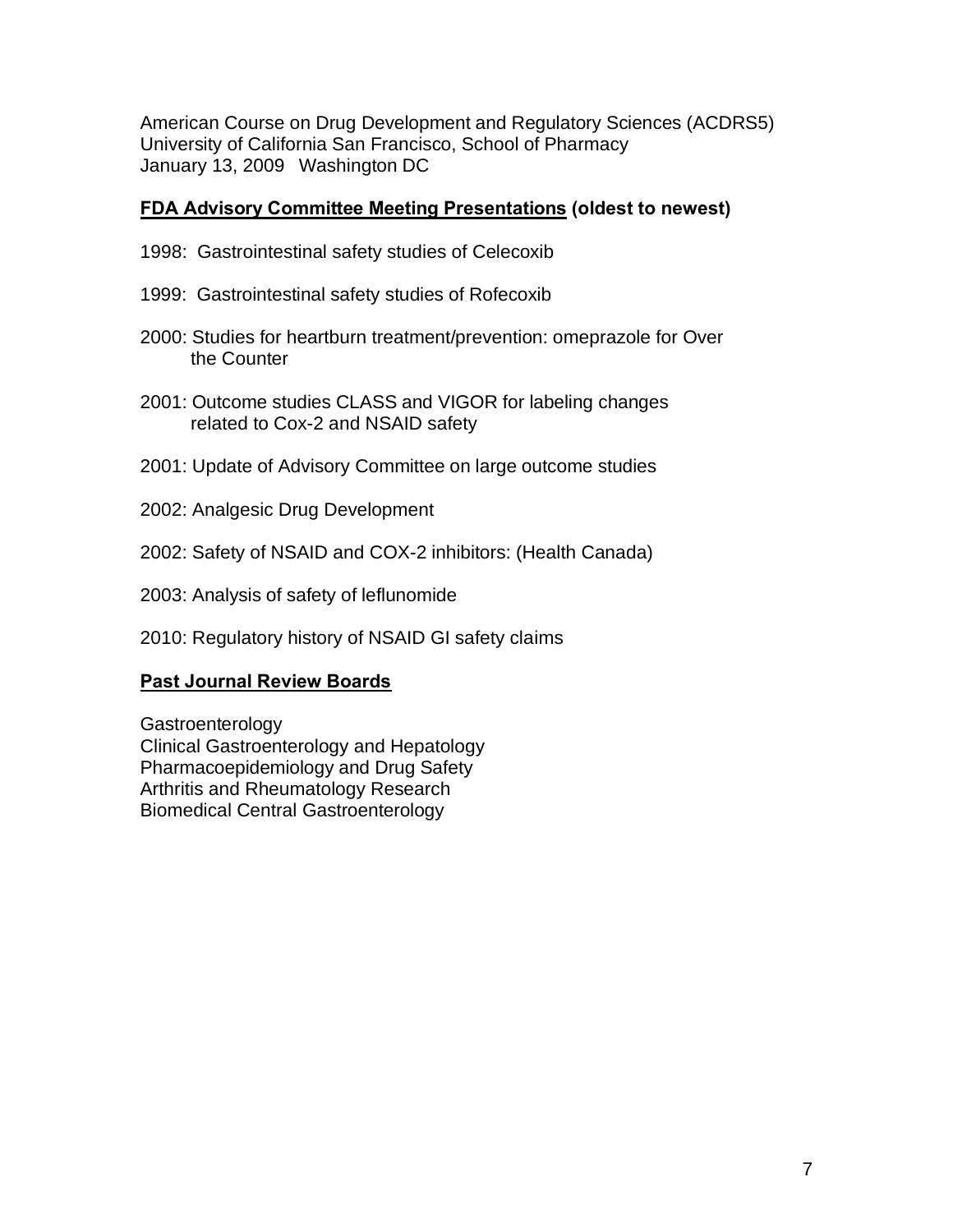American Course on Drug Development and Regulatory Sciences (ACDRS5)
University of California San Francisco, School of Pharmacy
January 13, 2009 Washington DC

**FDA Advisory Committee Meeting Presentations (oldest to newest)**

1998: Gastrointestinal safety studies of Celecoxib

1999: Gastrointestinal safety studies of Rofecoxib

2000: Studies for heartburn treatment/prevention: omeprazole for Over the Counter

2001: Outcome studies CLASS and VIGOR for labeling changes related to Cox-2 and NSAID safety

2001: Update of Advisory Committee on large outcome studies

2002: Analgesic Drug Development

2002: Safety of NSAID and COX-2 inhibitors: (Health Canada)

2003: Analysis of safety of leflunomide

2010: Regulatory history of NSAID GI safety claims

**Past Journal Review Boards**

Gastroenterology
Clinical Gastroenterology and Hepatology
Pharmacoepidemiology and Drug Safety
Arthritis and Rheumatology Research
Biomedical Central Gastroenterology